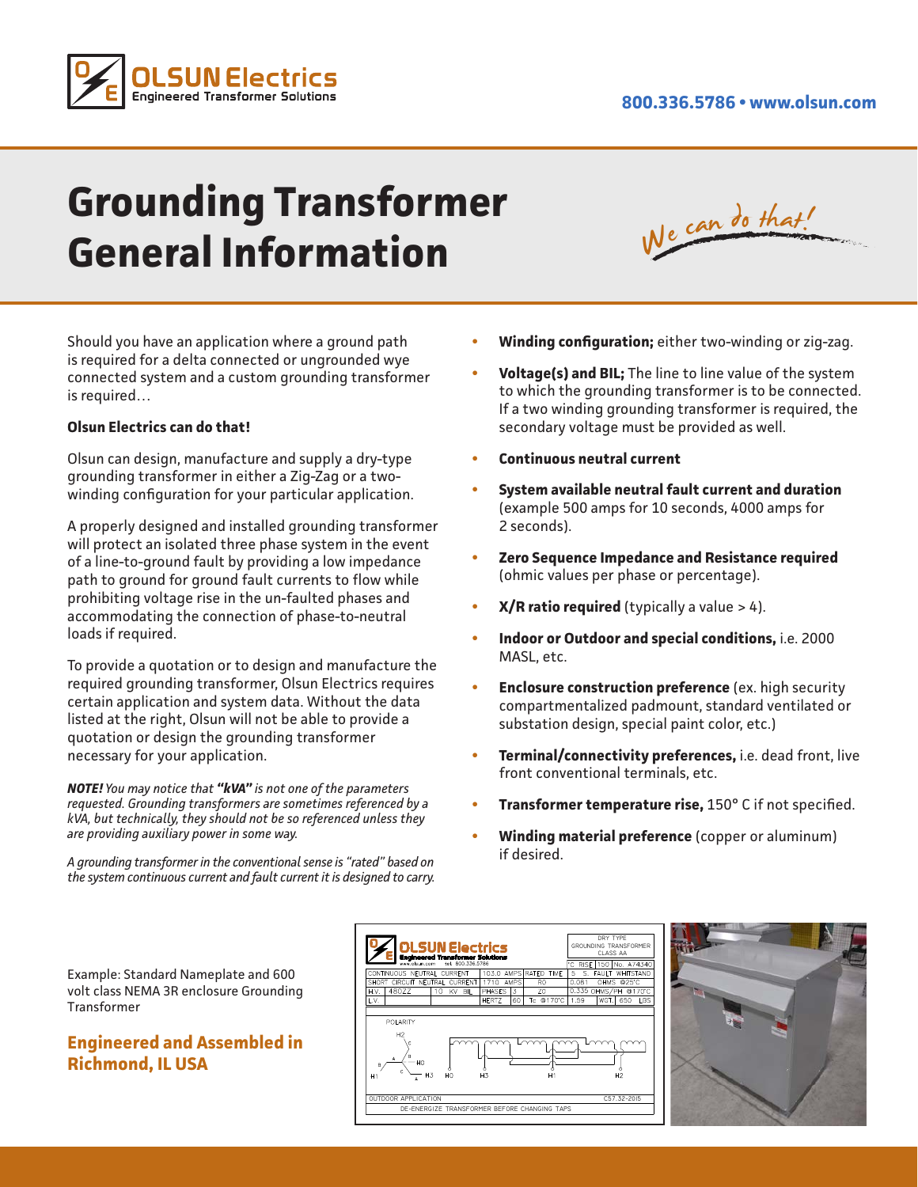# Grounding Transformer General Information

*We can do that!*

Should you have an application where a ground path is required for a delta connected or ungrounded wye connected system and a custom grounding transformer is required…

**Olsun Electrics can do that!**

Olsun can design, manufacture and supply a dry-type grounding transformer in either a Zig-Zag or a two-winding configuration for your particular application.

A properly designed and installed grounding transformer will protect an isolated three phase system in the event of a line-to-ground fault by providing a low impedance path to ground for ground fault currents to flow while prohibiting voltage rise in the un-faulted phases and accommodating the connection of phase-to-neutral loads if required.

To provide a quotation or to design and manufacture the required grounding transformer, Olsun Electrics requires certain application and system data. Without the data listed at the right, Olsun will not be able to provide a quotation or design the grounding transformer necessary for your application.

***NOTE!** You may notice that **"kVA"** is not one of the parameters requested. Grounding transformers are sometimes referenced by a kVA, but technically, they should not be so referenced unless they are providing auxiliary power in some way.*

*A grounding transformer in the conventional sense is "rated" based on the system continuous current and fault current it is designed to carry.*

- **Winding configuration;** either two-winding or zig-zag.
- **Voltage(s) and BIL;** The line to line value of the system to which the grounding transformer is to be connected. If a two winding grounding transformer is required, the secondary voltage must be provided as well.
- **Continuous neutral current**
- **System available neutral fault current and duration** (example 500 amps for 10 seconds, 4000 amps for 2 seconds).
- **Zero Sequence Impedance and Resistance required** (ohmic values per phase or percentage).
- **X/R ratio required** (typically a value > 4).
- **Indoor or Outdoor and special conditions,** i.e. 2000 MASL, etc.
- **Enclosure construction preference** (ex. high security compartmentalized padmount, standard ventilated or substation design, special paint color, etc.)
- **Terminal/connectivity preferences,** i.e. dead front, live front conventional terminals, etc.
- **Transformer temperature rise,** 150° C if not specified.
- **Winding material preference** (copper or aluminum) if desired.

Example: Standard Nameplate and 600 volt class NEMA 3R enclosure Grounding Transformer

## Engineered and Assembled in Richmond, IL USA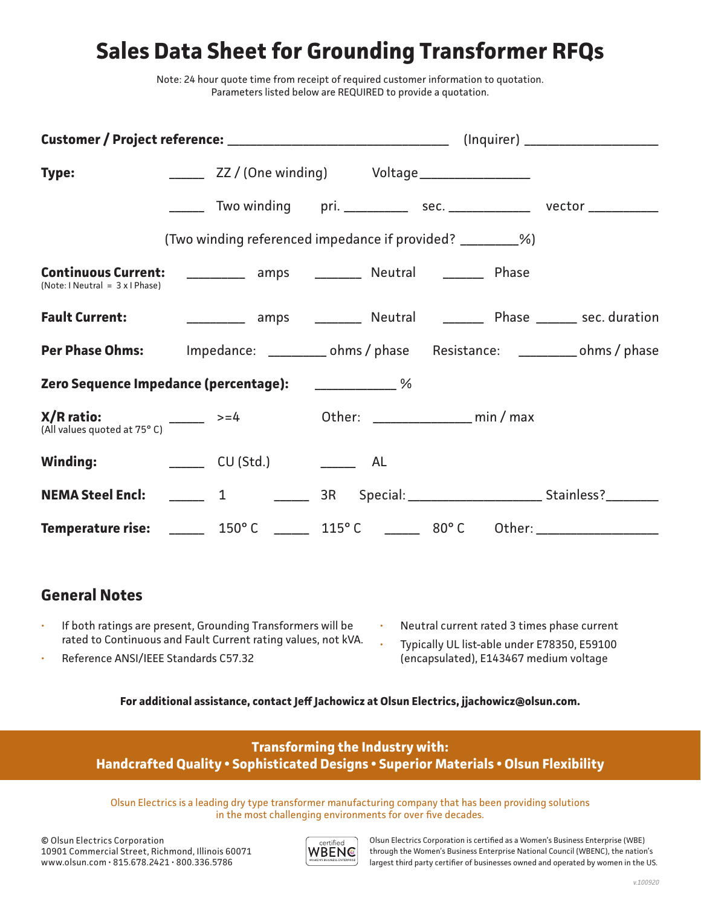# Sales Data Sheet for Grounding Transformer RFQs

Note: 24 hour quote time from receipt of required customer information to quotation.
Parameters listed below are REQUIRED to provide a quotation.

**Customer / Project reference:** ______________________________ (Inquirer) ________________

**Type:** _____ ZZ / (One winding) Voltage _______________

_____ Two winding pri. ________ sec. __________ vector _________

(Two winding referenced impedance if provided? _______%)

**Continuous Current:** ________ amps ______ Neutral _____ Phase
(Note: I Neutral = 3 x I Phase)

**Fault Current:** ________ amps ______ Neutral _____ Phase _____ sec. duration

**Per Phase Ohms:** Impedance: ________ ohms / phase Resistance: ________ ohms / phase

**Zero Sequence Impedance (percentage):** __________ %

**X/R ratio:** _____ >=4 Other: _____________ min / max
(All values quoted at 75° C)

**Winding:** _____ CU (Std.) _____ AL

**NEMA Steel Encl:** _____ 1 _____ 3R Special: _________________ Stainless? _______

**Temperature rise:** _____ 150° C _____ 115° C _____ 80° C Other: _______________

## General Notes

- If both ratings are present, Grounding Transformers will be rated to Continuous and Fault Current rating values, not kVA.
- Reference ANSI/IEEE Standards C57.32
- Neutral current rated 3 times phase current
- Typically UL list-able under E78350, E59100 (encapsulated), E143467 medium voltage

**For additional assistance, contact Jeff Jachowicz at Olsun Electrics, jjachowicz@olsun.com.**

**Transforming the Industry with:**
**Handcrafted Quality • Sophisticated Designs • Superior Materials • Olsun Flexibility**

Olsun Electrics is a leading dry type transformer manufacturing company that has been providing solutions in the most challenging environments for over five decades.

© Olsun Electrics Corporation
10901 Commercial Street, Richmond, Illinois 60071
www.olsun.com • 815.678.2421 • 800.336.5786

Olsun Electrics Corporation is certified as a Women's Business Enterprise (WBE) through the Women's Business Enterprise National Council (WBENC), the nation's largest third party certifier of businesses owned and operated by women in the US.

v.100920